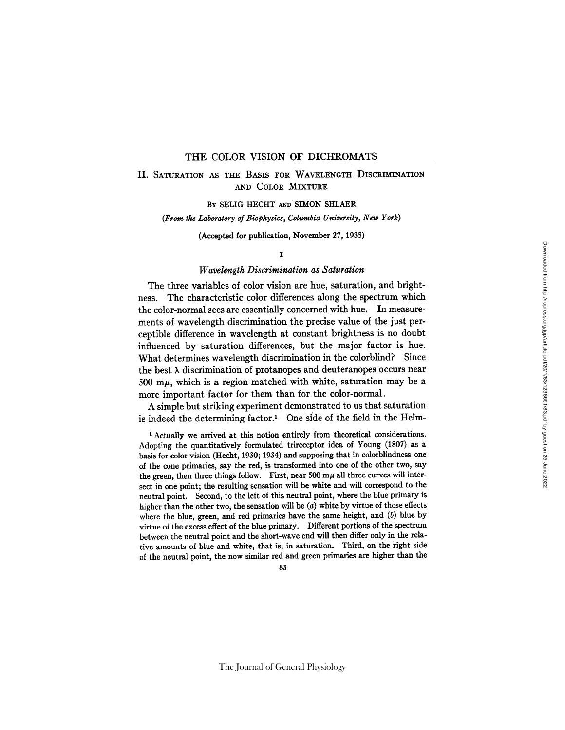# THE COLOR VISION OF DICHROMATS

## II. Saturation as the Basis for Wavelength Discrimination and Color Mixture

By SELIG HECHT and SIMON SHLAER

*(From the Laboratory of Biophysics, Columbia University, New York)*

(Accepted for publication, November 27, 1935)

### I

### *Wavelength Discrimination as Saturation*

The three variables of color vision are hue, saturation, and brightness. The characteristic color differences along the spectrum which the color-normal sees are essentially concerned with hue. In measurements of wavelength discrimination the precise value of the just perceptible difference in wavelength at constant brightness is no doubt influenced by saturation differences, but the major factor is hue. What determines wavelength discrimination in the colorblind? Since the best $\lambda$ discrimination of protanopes and deuteranopes occurs near 500 m$\mu$, which is a region matched with white, saturation may be a more important factor for them than for the color-normal.

A simple but striking experiment demonstrated to us that saturation is indeed the determining factor.[1] One side of the field in the Helm-

[1] Actually we arrived at this notion entirely from theoretical considerations. Adopting the quantitatively formulated trireceptor idea of Young (1807) as a basis for color vision (Hecht, 1930; 1934) and supposing that in colorblindness one of the cone primaries, say the red, is transformed into one of the other two, say the green, then three things follow. First, near 500 m$\mu$ all three curves will intersect in one point; the resulting sensation will be white and will correspond to the neutral point. Second, to the left of this neutral point, where the blue primary is higher than the other two, the sensation will be (*a*) white by virtue of those effects where the blue, green, and red primaries have the same height, and (*b*) blue by virtue of the excess effect of the blue primary. Different portions of the spectrum between the neutral point and the short-wave end will then differ only in the relative amounts of blue and white, that is, in saturation. Third, on the right side of the neutral point, the now similar red and green primaries are higher than the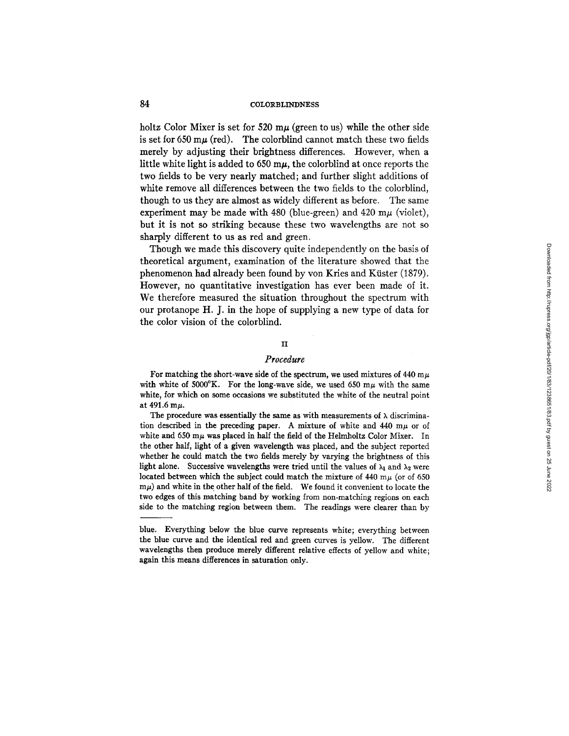holtz Color Mixer is set for 520 mμ (green to us) while the other side is set for 650 mμ (red). The colorblind cannot match these two fields merely by adjusting their brightness differences. However, when a little white light is added to 650 mμ, the colorblind at once reports the two fields to be very nearly matched; and further slight additions of white remove all differences between the two fields to the colorblind, though to us they are almost as widely different as before. The same experiment may be made with 480 (blue-green) and 420 mμ (violet), but it is not so striking because these two wavelengths are not so sharply different to us as red and green.

Though we made this discovery quite independently on the basis of theoretical argument, examination of the literature showed that the phenomenon had already been found by von Kries and Küster (1879). However, no quantitative investigation has ever been made of it. We therefore measured the situation throughout the spectrum with our protanope H. J. in the hope of supplying a new type of data for the color vision of the colorblind.

## II

### *Procedure*

For matching the short-wave side of the spectrum, we used mixtures of 440 mμ with white of 5000°K. For the long-wave side, we used 650 mμ with the same white, for which on some occasions we substituted the white of the neutral point at 491.6 mμ.

The procedure was essentially the same as with measurements of λ discrimination described in the preceding paper. A mixture of white and 440 mμ or of white and 650 mμ was placed in half the field of the Helmholtz Color Mixer. In the other half, light of a given wavelength was placed, and the subject reported whether he could match the two fields merely by varying the brightness of this light alone. Successive wavelengths were tried until the values of $\lambda_1$ and $\lambda_2$ were located between which the subject could match the mixture of 440 mμ (or of 650 mμ) and white in the other half of the field. We found it convenient to locate the two edges of this matching band by working from non-matching regions on each side to the matching region between them. The readings were clearer than by

---

blue. Everything below the blue curve represents white; everything between the blue curve and the identical red and green curves is yellow. The different wavelengths then produce merely different relative effects of yellow and white; again this means differences in saturation only.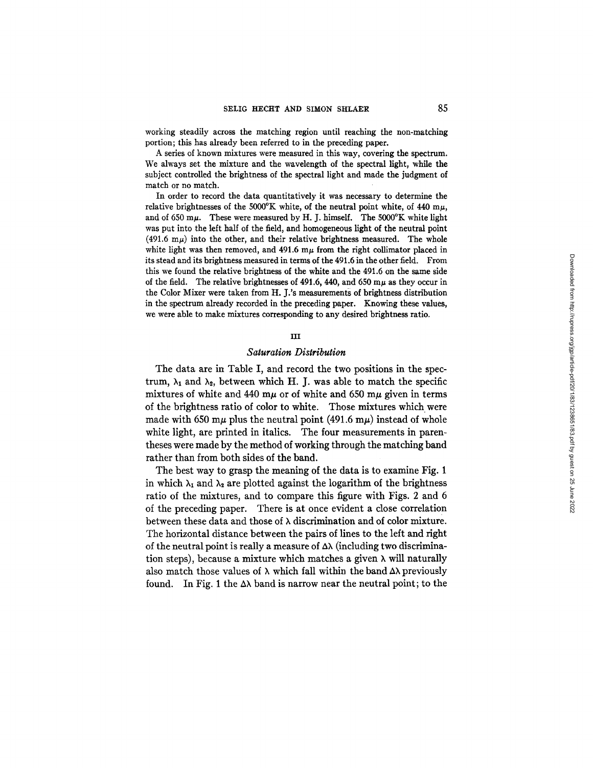working steadily across the matching region until reaching the non-matching portion; this has already been referred to in the preceding paper.

A series of known mixtures were measured in this way, covering the spectrum. We always set the mixture and the wavelength of the spectral light, while the subject controlled the brightness of the spectral light and made the judgment of match or no match.

In order to record the data quantitatively it was necessary to determine the relative brightnesses of the 5000°K white, of the neutral point white, of 440 m$\mu$, and of 650 m$\mu$. These were measured by H. J. himself. The 5000°K white light was put into the left half of the field, and homogeneous light of the neutral point (491.6 m$\mu$) into the other, and their relative brightness measured. The whole white light was then removed, and 491.6 m$\mu$ from the right collimator placed in its stead and its brightness measured in terms of the 491.6 in the other field. From this we found the relative brightness of the white and the 491.6 on the same side of the field. The relative brightnesses of 491.6, 440, and 650 m$\mu$ as they occur in the Color Mixer were taken from H. J.'s measurements of brightness distribution in the spectrum already recorded in the preceding paper. Knowing these values, we were able to make mixtures corresponding to any desired brightness ratio.

## III

### *Saturation Distribution*

The data are in Table I, and record the two positions in the spectrum, $\lambda_1$ and $\lambda_2$, between which H. J. was able to match the specific mixtures of white and 440 m$\mu$ or of white and 650 m$\mu$ given in terms of the brightness ratio of color to white. Those mixtures which were made with 650 m$\mu$ plus the neutral point (491.6 m$\mu$) instead of whole white light, are printed in italics. The four measurements in parentheses were made by the method of working through the matching band rather than from both sides of the band.

The best way to grasp the meaning of the data is to examine Fig. 1 in which $\lambda_1$ and $\lambda_2$ are plotted against the logarithm of the brightness ratio of the mixtures, and to compare this figure with Figs. 2 and 6 of the preceding paper. There is at once evident a close correlation between these data and those of $\lambda$ discrimination and of color mixture. The horizontal distance between the pairs of lines to the left and right of the neutral point is really a measure of $\Delta\lambda$ (including two discrimination steps), because a mixture which matches a given $\lambda$ will naturally also match those values of $\lambda$ which fall within the band $\Delta\lambda$ previously found. In Fig. 1 the $\Delta\lambda$ band is narrow near the neutral point; to the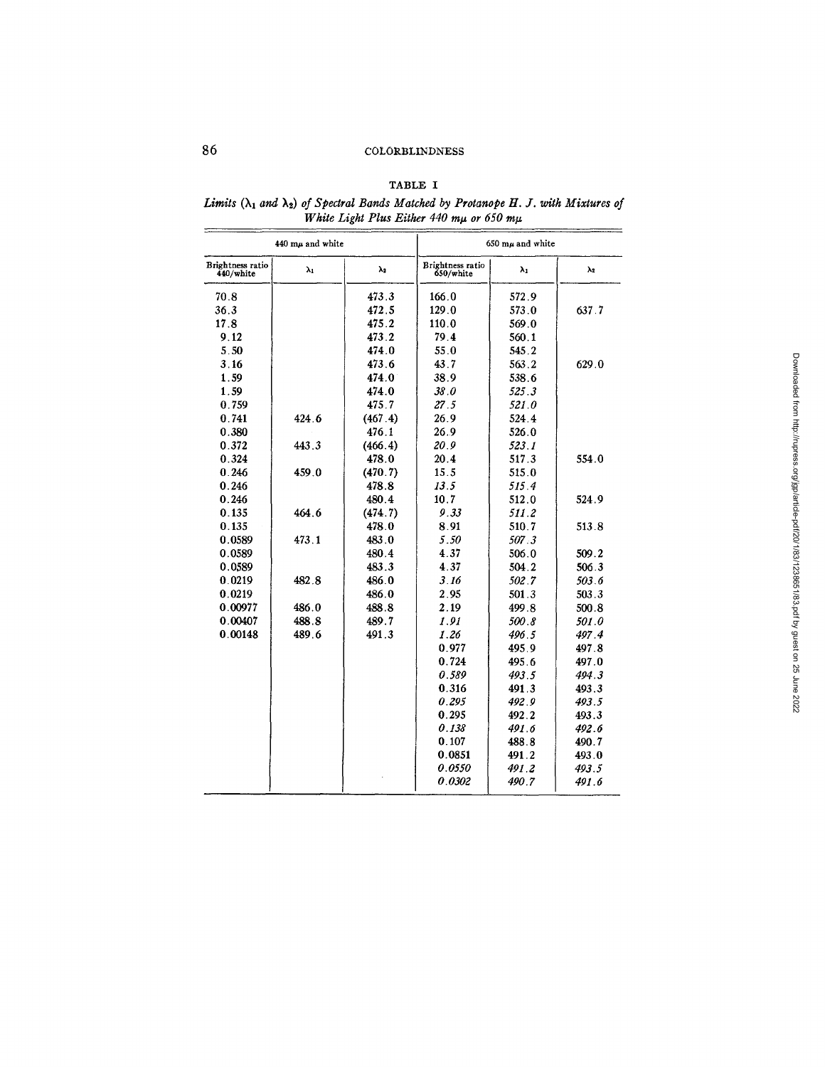TABLE I

*Limits ($\lambda_1$ and $\lambda_2$) of Spectral Bands Matched by Protanope H. J. with Mixtures of White Light Plus Either 440 mμ or 650 mμ*

| 440 mμ and white | | | 650 mμ and white | | |
|---|---|---|---|---|---|
| Brightness ratio 440/white | $\lambda_1$ | $\lambda_2$ | Brightness ratio 650/white | $\lambda_1$ | $\lambda_2$ |
| 70.8 | | 473.3 | 166.0 | 572.9 | |
| 36.3 | | 472.5 | 129.0 | 573.0 | 637.7 |
| 17.8 | | 475.2 | 110.0 | 569.0 | |
| 9.12 | | 473.2 | 79.4 | 560.1 | |
| 5.50 | | 474.0 | 55.0 | 545.2 | |
| 3.16 | | 473.6 | 43.7 | 563.2 | 629.0 |
| 1.59 | | 474.0 | 38.9 | 538.6 | |
| 1.59 | | 474.0 | *38.0* | *525.3* | |
| 0.759 | | 475.7 | *27.5* | *521.0* | |
| 0.741 | 424.6 | (467.4) | 26.9 | 524.4 | |
| 0.380 | | 476.1 | 26.9 | 526.0 | |
| 0.372 | 443.3 | (466.4) | *20.9* | *523.1* | |
| 0.324 | | 478.0 | 20.4 | 517.3 | 554.0 |
| 0.246 | 459.0 | (470.7) | 15.5 | 515.0 | |
| 0.246 | | 478.8 | *13.5* | *515.4* | |
| 0.246 | | 480.4 | 10.7 | 512.0 | 524.9 |
| 0.135 | 464.6 | (474.7) | *9.33* | *511.2* | |
| 0.135 | | 478.0 | 8.91 | 510.7 | 513.8 |
| 0.0589 | 473.1 | 483.0 | *5.50* | *507.3* | |
| 0.0589 | | 480.4 | 4.37 | 506.0 | 509.2 |
| 0.0589 | | 483.3 | 4.37 | 504.2 | 506.3 |
| 0.0219 | 482.8 | 486.0 | *3.16* | *502.7* | *503.6* |
| 0.0219 | | 486.0 | 2.95 | 501.3 | 503.3 |
| 0.00977 | 486.0 | 488.8 | 2.19 | 499.8 | 500.8 |
| 0.00407 | 488.8 | 489.7 | *1.91* | *500.8* | *501.0* |
| 0.00148 | 489.6 | 491.3 | *1.26* | *496.5* | *497.4* |
| | | | 0.977 | 495.9 | 497.8 |
| | | | 0.724 | 495.6 | 497.0 |
| | | | *0.589* | *493.5* | *494.3* |
| | | | 0.316 | 491.3 | 493.3 |
| | | | *0.295* | *492.9* | *493.5* |
| | | | 0.295 | 492.2 | 493.3 |
| | | | *0.138* | *491.6* | *492.6* |
| | | | 0.107 | 488.8 | 490.7 |
| | | | 0.0851 | 491.2 | 493.0 |
| | | | *0.0550* | *491.2* | *493.5* |
| | | | *0.0302* | *490.7* | *491.6* |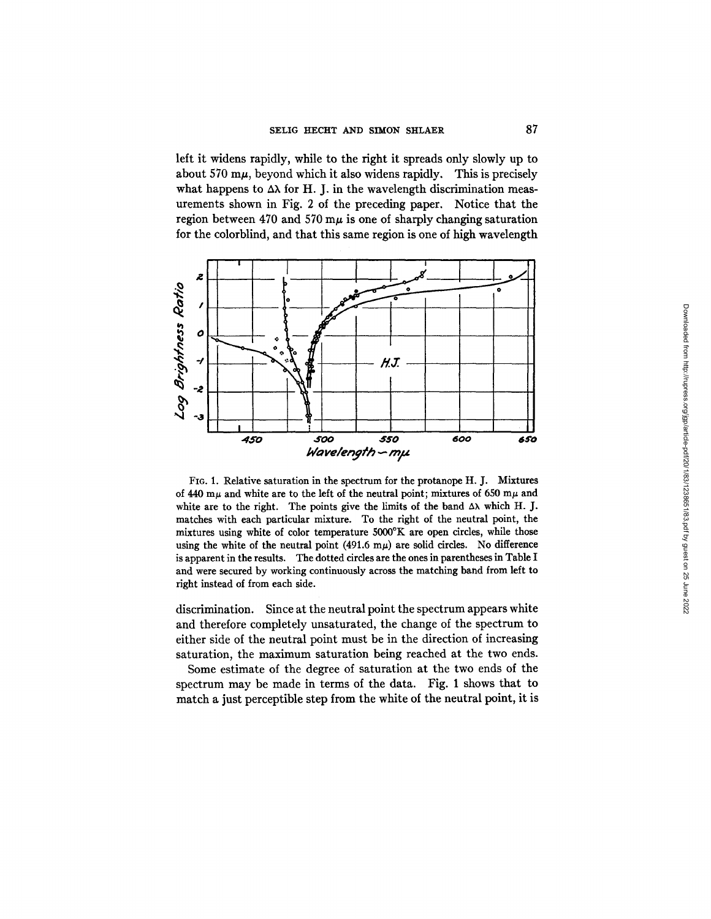left it widens rapidly, while to the right it spreads only slowly up to about 570 mμ, beyond which it also widens rapidly. This is precisely what happens to Δλ for H. J. in the wavelength discrimination measurements shown in Fig. 2 of the preceding paper. Notice that the region between 470 and 570 mμ is one of sharply changing saturation for the colorblind, and that this same region is one of high wavelength

FIG. 1. Relative saturation in the spectrum for the protanope H. J. Mixtures of 440 mμ and white are to the left of the neutral point; mixtures of 650 mμ and white are to the right. The points give the limits of the band Δλ which H. J. matches with each particular mixture. To the right of the neutral point, the mixtures using white of color temperature 5000°K are open circles, while those using the white of the neutral point (491.6 mμ) are solid circles. No difference is apparent in the results. The dotted circles are the ones in parentheses in Table I and were secured by working continuously across the matching band from left to right instead of from each side.

discrimination. Since at the neutral point the spectrum appears white and therefore completely unsaturated, the change of the spectrum to either side of the neutral point must be in the direction of increasing saturation, the maximum saturation being reached at the two ends.

Some estimate of the degree of saturation at the two ends of the spectrum may be made in terms of the data. Fig. 1 shows that to match a just perceptible step from the white of the neutral point, it is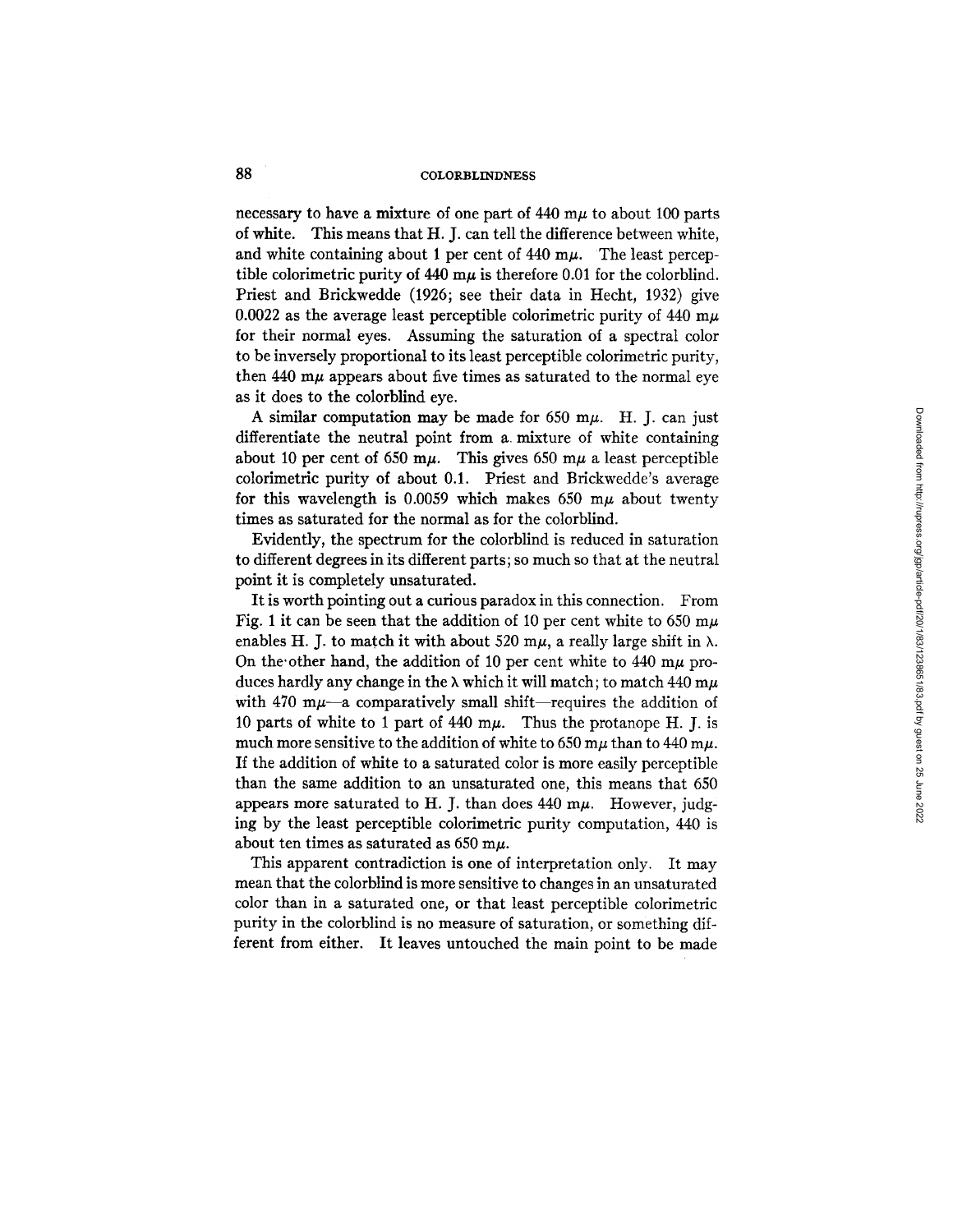necessary to have a mixture of one part of 440 m$\mu$ to about 100 parts of white. This means that H. J. can tell the difference between white, and white containing about 1 per cent of 440 m$\mu$. The least perceptible colorimetric purity of 440 m$\mu$ is therefore 0.01 for the colorblind. Priest and Brickwedde (1926; see their data in Hecht, 1932) give 0.0022 as the average least perceptible colorimetric purity of 440 m$\mu$ for their normal eyes. Assuming the saturation of a spectral color to be inversely proportional to its least perceptible colorimetric purity, then 440 m$\mu$ appears about five times as saturated to the normal eye as it does to the colorblind eye.

A similar computation may be made for 650 m$\mu$. H. J. can just differentiate the neutral point from a mixture of white containing about 10 per cent of 650 m$\mu$. This gives 650 m$\mu$ a least perceptible colorimetric purity of about 0.1. Priest and Brickwedde's average for this wavelength is 0.0059 which makes 650 m$\mu$ about twenty times as saturated for the normal as for the colorblind.

Evidently, the spectrum for the colorblind is reduced in saturation to different degrees in its different parts; so much so that at the neutral point it is completely unsaturated.

It is worth pointing out a curious paradox in this connection. From Fig. 1 it can be seen that the addition of 10 per cent white to 650 m$\mu$ enables H. J. to match it with about 520 m$\mu$, a really large shift in $\lambda$. On the other hand, the addition of 10 per cent white to 440 m$\mu$ produces hardly any change in the $\lambda$ which it will match; to match 440 m$\mu$ with 470 m$\mu$—a comparatively small shift—requires the addition of 10 parts of white to 1 part of 440 m$\mu$. Thus the protanope H. J. is much more sensitive to the addition of white to 650 m$\mu$ than to 440 m$\mu$. If the addition of white to a saturated color is more easily perceptible than the same addition to an unsaturated one, this means that 650 appears more saturated to H. J. than does 440 m$\mu$. However, judging by the least perceptible colorimetric purity computation, 440 is about ten times as saturated as 650 m$\mu$.

This apparent contradiction is one of interpretation only. It may mean that the colorblind is more sensitive to changes in an unsaturated color than in a saturated one, or that least perceptible colorimetric purity in the colorblind is no measure of saturation, or something different from either. It leaves untouched the main point to be made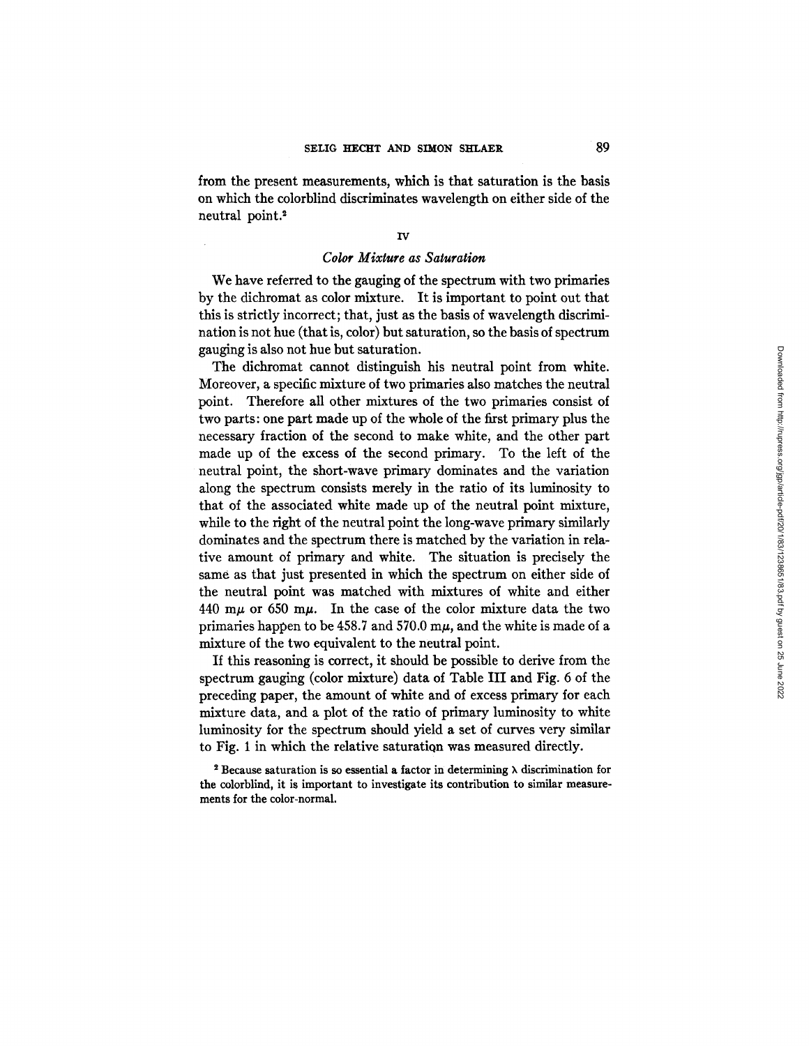from the present measurements, which is that saturation is the basis on which the colorblind discriminates wavelength on either side of the neutral point.[2]

## IV

### *Color Mixture as Saturation*

We have referred to the gauging of the spectrum with two primaries by the dichromat as color mixture. It is important to point out that this is strictly incorrect; that, just as the basis of wavelength discrimination is not hue (that is, color) but saturation, so the basis of spectrum gauging is also not hue but saturation.

The dichromat cannot distinguish his neutral point from white. Moreover, a specific mixture of two primaries also matches the neutral point. Therefore all other mixtures of the two primaries consist of two parts: one part made up of the whole of the first primary plus the necessary fraction of the second to make white, and the other part made up of the excess of the second primary. To the left of the neutral point, the short-wave primary dominates and the variation along the spectrum consists merely in the ratio of its luminosity to that of the associated white made up of the neutral point mixture, while to the right of the neutral point the long-wave primary similarly dominates and the spectrum there is matched by the variation in relative amount of primary and white. The situation is precisely the same as that just presented in which the spectrum on either side of the neutral point was matched with mixtures of white and either 440 m$\mu$ or 650 m$\mu$. In the case of the color mixture data the two primaries happen to be 458.7 and 570.0 m$\mu$, and the white is made of a mixture of the two equivalent to the neutral point.

If this reasoning is correct, it should be possible to derive from the spectrum gauging (color mixture) data of Table III and Fig. 6 of the preceding paper, the amount of white and of excess primary for each mixture data, and a plot of the ratio of primary luminosity to white luminosity for the spectrum should yield a set of curves very similar to Fig. 1 in which the relative saturation was measured directly.

[2] Because saturation is so essential a factor in determining $\lambda$ discrimination for the colorblind, it is important to investigate its contribution to similar measurements for the color-normal.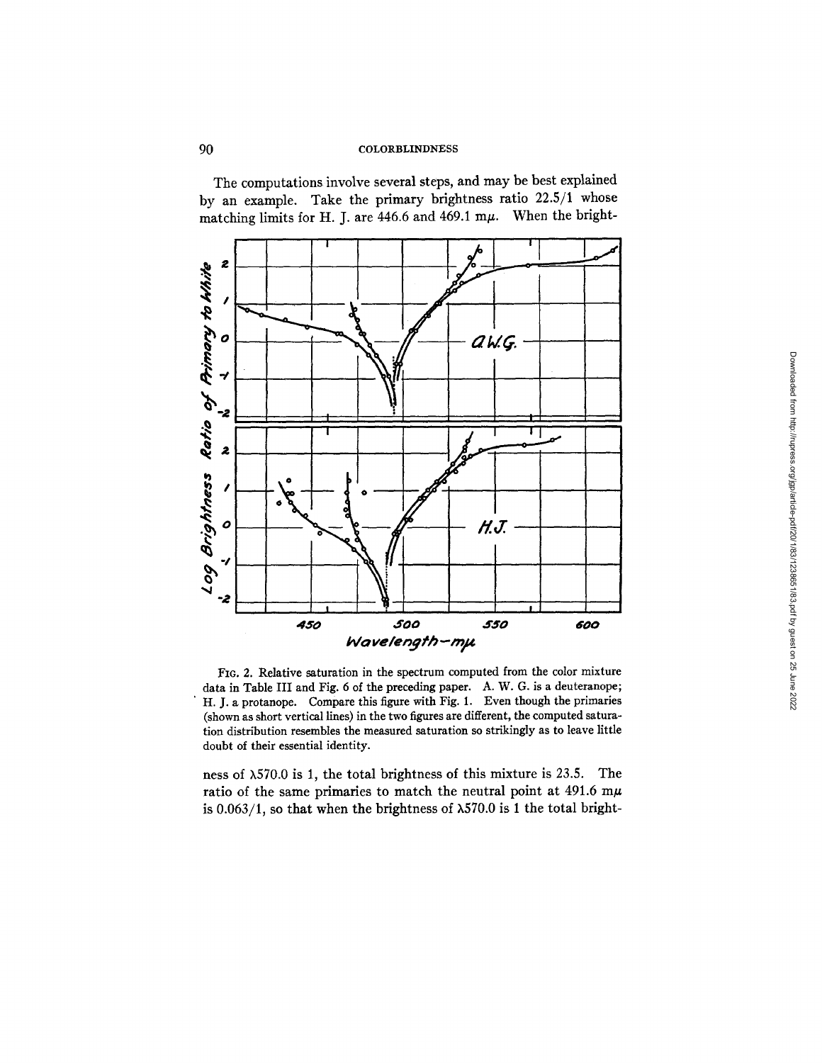The computations involve several steps, and may be best explained by an example. Take the primary brightness ratio 22.5/1 whose matching limits for H. J. are 446.6 and 469.1 m$\mu$. When the bright-

FIG. 2. Relative saturation in the spectrum computed from the color mixture data in Table III and Fig. 6 of the preceding paper. A. W. G. is a deuteranope; H. J. a protanope. Compare this figure with Fig. 1. Even though the primaries (shown as short vertical lines) in the two figures are different, the computed saturation distribution resembles the measured saturation so strikingly as to leave little doubt of their essential identity.

ness of $\lambda$570.0 is 1, the total brightness of this mixture is 23.5. The ratio of the same primaries to match the neutral point at 491.6 m$\mu$ is 0.063/1, so that when the brightness of $\lambda$570.0 is 1 the total bright-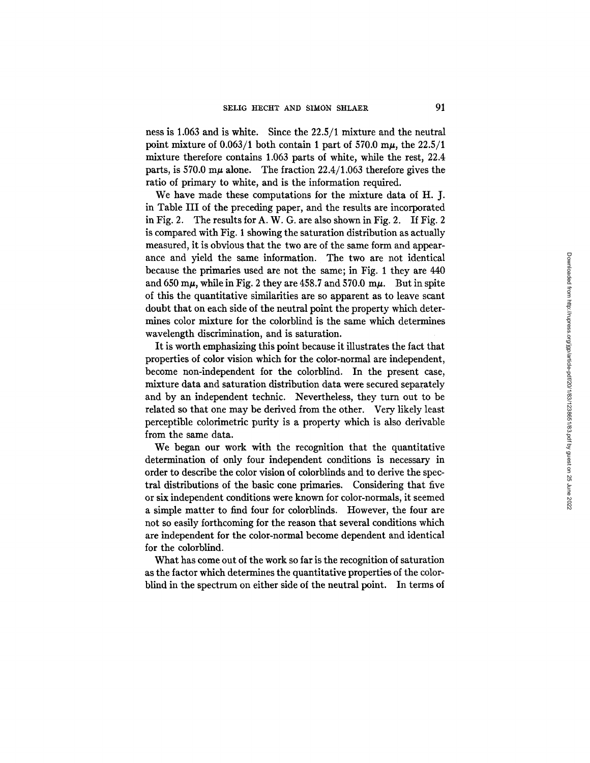ness is 1.063 and is white. Since the 22.5/1 mixture and the neutral point mixture of 0.063/1 both contain 1 part of 570.0 mμ, the 22.5/1 mixture therefore contains 1.063 parts of white, while the rest, 22.4 parts, is 570.0 mμ alone. The fraction 22.4/1.063 therefore gives the ratio of primary to white, and is the information required.

We have made these computations for the mixture data of H. J. in Table III of the preceding paper, and the results are incorporated in Fig. 2. The results for A. W. G. are also shown in Fig. 2. If Fig. 2 is compared with Fig. 1 showing the saturation distribution as actually measured, it is obvious that the two are of the same form and appearance and yield the same information. The two are not identical because the primaries used are not the same; in Fig. 1 they are 440 and 650 mμ, while in Fig. 2 they are 458.7 and 570.0 mμ. But in spite of this the quantitative similarities are so apparent as to leave scant doubt that on each side of the neutral point the property which determines color mixture for the colorblind is the same which determines wavelength discrimination, and is saturation.

It is worth emphasizing this point because it illustrates the fact that properties of color vision which for the color-normal are independent, become non-independent for the colorblind. In the present case, mixture data and saturation distribution data were secured separately and by an independent technic. Nevertheless, they turn out to be related so that one may be derived from the other. Very likely least perceptible colorimetric purity is a property which is also derivable from the same data.

We began our work with the recognition that the quantitative determination of only four independent conditions is necessary in order to describe the color vision of colorblinds and to derive the spectral distributions of the basic cone primaries. Considering that five or six independent conditions were known for color-normals, it seemed a simple matter to find four for colorblinds. However, the four are not so easily forthcoming for the reason that several conditions which are independent for the color-normal become dependent and identical for the colorblind.

What has come out of the work so far is the recognition of saturation as the factor which determines the quantitative properties of the colorblind in the spectrum on either side of the neutral point. In terms of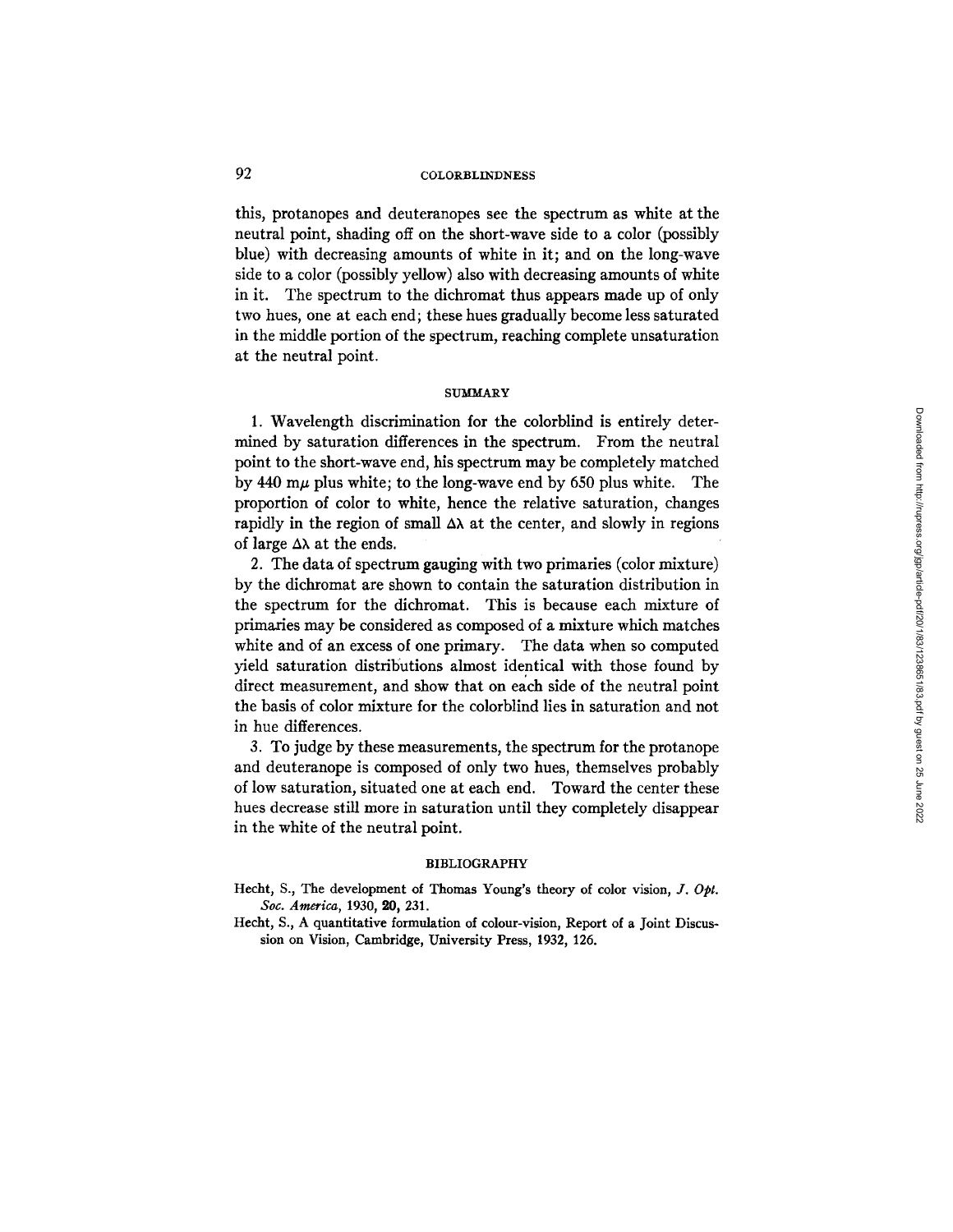this, protanopes and deuteranopes see the spectrum as white at the neutral point, shading off on the short-wave side to a color (possibly blue) with decreasing amounts of white in it; and on the long-wave side to a color (possibly yellow) also with decreasing amounts of white in it. The spectrum to the dichromat thus appears made up of only two hues, one at each end; these hues gradually become less saturated in the middle portion of the spectrum, reaching complete unsaturation at the neutral point.

## SUMMARY

1. Wavelength discrimination for the colorblind is entirely determined by saturation differences in the spectrum. From the neutral point to the short-wave end, his spectrum may be completely matched by 440 m$\mu$ plus white; to the long-wave end by 650 plus white. The proportion of color to white, hence the relative saturation, changes rapidly in the region of small $\Delta\lambda$ at the center, and slowly in regions of large $\Delta\lambda$ at the ends.

2. The data of spectrum gauging with two primaries (color mixture) by the dichromat are shown to contain the saturation distribution in the spectrum for the dichromat. This is because each mixture of primaries may be considered as composed of a mixture which matches white and of an excess of one primary. The data when so computed yield saturation distributions almost identical with those found by direct measurement, and show that on each side of the neutral point the basis of color mixture for the colorblind lies in saturation and not in hue differences.

3. To judge by these measurements, the spectrum for the protanope and deuteranope is composed of only two hues, themselves probably of low saturation, situated one at each end. Toward the center these hues decrease still more in saturation until they completely disappear in the white of the neutral point.

## BIBLIOGRAPHY

Hecht, S., The development of Thomas Young's theory of color vision, *J. Opt. Soc. America*, 1930, **20**, 231.

Hecht, S., A quantitative formulation of colour-vision, Report of a Joint Discussion on Vision, Cambridge, University Press, 1932, 126.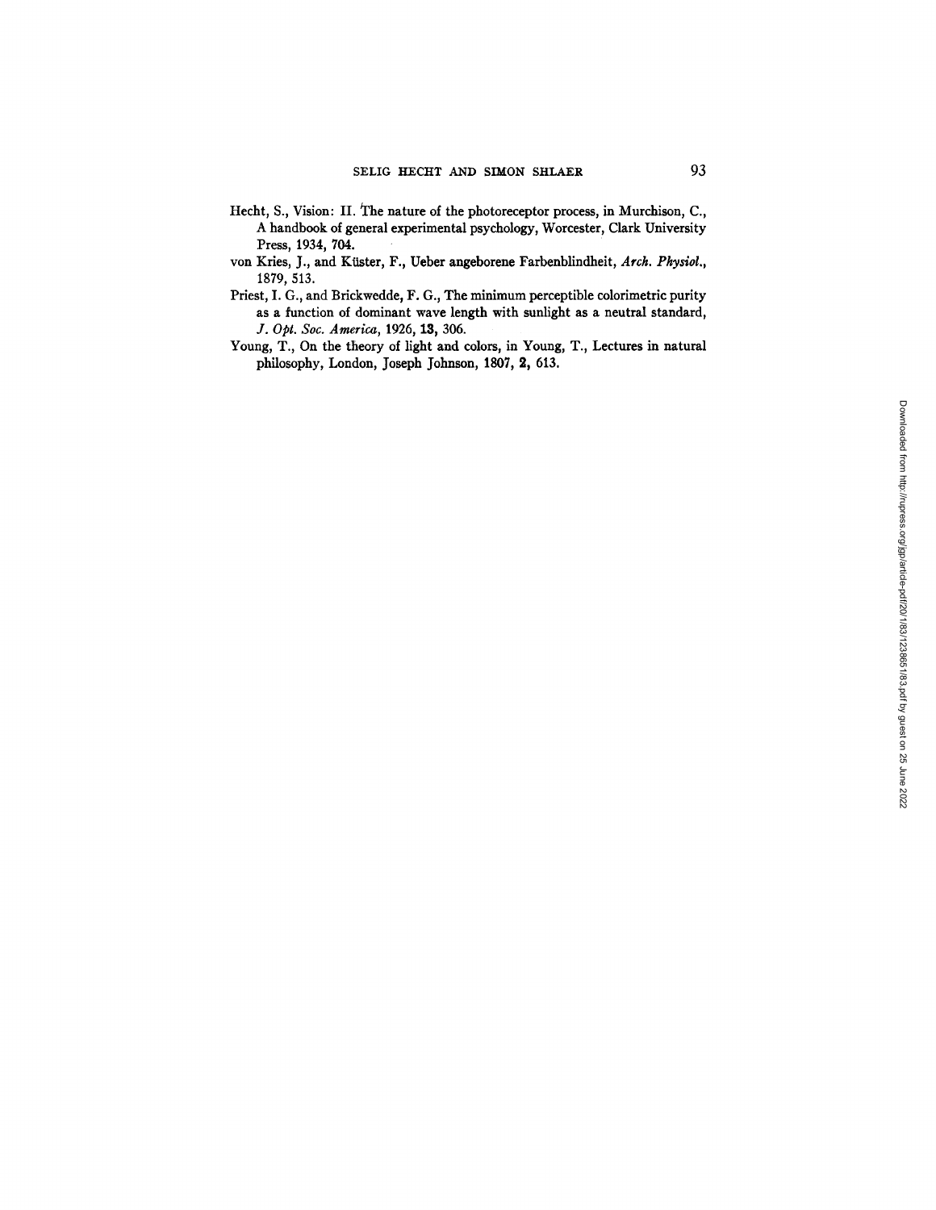Hecht, S., Vision: II. The nature of the photoreceptor process, in Murchison, C., A handbook of general experimental psychology, Worcester, Clark University Press, 1934, **704**.

von Kries, J., and Küster, F., Ueber angeborene Farbenblindheit, *Arch. Physiol.*, 1879, 513.

Priest, I. G., and Brickwedde, F. G., The minimum perceptible colorimetric purity as a function of dominant wave length with sunlight as a neutral standard, *J. Opt. Soc. America*, 1926, **13**, 306.

Young, T., On the theory of light and colors, in Young, T., Lectures in natural philosophy, London, Joseph Johnson, 1807, **2**, 613.